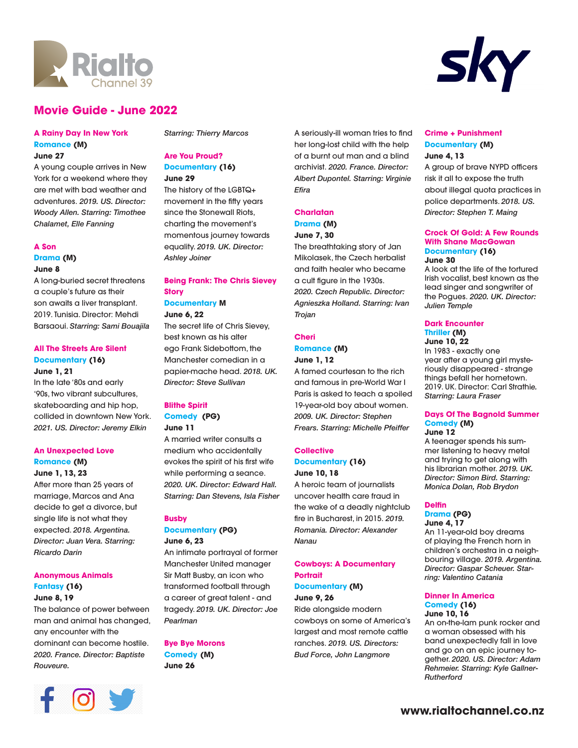Rialto Channel 39

sky

# Movie Guide - June 2022

### A Rainy Day In New York
**Romance (M)**
**June 27**
A young couple arrives in New York for a weekend where they are met with bad weather and adventures. *2019. US. Director: Woody Allen. Starring: Timothee Chalamet, Elle Fanning*

### A Son
**Drama (M)**
**June 8**
A long-buried secret threatens a couple's future as their son awaits a liver transplant. 2019. Tunisia. Director: Mehdi Barsaoui. *Starring: Sami Bouajila*

### All The Streets Are Silent
**Documentary (16)**
**June 1, 21**
In the late '80s and early '90s, two vibrant subcultures, skateboarding and hip hop, collided in downtown New York. *2021. US. Director: Jeremy Elkin*

### An Unexpected Love
**Romance (M)**
**June 1, 13, 23**
After more than 25 years of marriage, Marcos and Ana decide to get a divorce, but single life is not what they expected. *2018. Argentina. Director: Juan Vera. Starring: Ricardo Darin*

### Anonymous Animals
**Fantasy (16)**
**June 8, 19**
The balance of power between man and animal has changed, any encounter with the dominant can become hostile. *2020. France. Director: Baptiste Rouveure. Starring: Thierry Marcos*

### Are You Proud?
**Documentary (16)**
**June 29**
The history of the LGBTQ+ movement in the fifty years since the Stonewall Riots, charting the movement's momentous journey towards equality. *2019. UK. Director: Ashley Joiner*

### Being Frank: The Chris Sievey Story
**Documentary M**
**June 6, 22**
The secret life of Chris Sievey, best known as his alter ego Frank Sidebottom, the Manchester comedian in a papier-mache head. *2018. UK. Director: Steve Sullivan*

### Blithe Spirit
**Comedy (PG)**
**June 11**
A married writer consults a medium who accidentally evokes the spirit of his first wife while performing a seance. *2020. UK. Director: Edward Hall. Starring: Dan Stevens, Isla Fisher*

### Busby
**Documentary (PG)**
**June 6, 23**
An intimate portrayal of former Manchester United manager Sir Matt Busby, an icon who transformed football through a career of great talent - and tragedy. *2019. UK. Director: Joe Pearlman*

### Bye Bye Morons
**Comedy (M)**
**June 26**
A seriously-ill woman tries to find her long-lost child with the help of a burnt out man and a blind archivist. *2020. France. Director: Albert Dupontel. Starring: Virginie Efira*

### Charlatan
**Drama (M)**
**June 7, 30**
The breathtaking story of Jan Mikolasek, the Czech herbalist and faith healer who became a cult figure in the 1930s. *2020. Czech Republic. Director: Agnieszka Holland. Starring: Ivan Trojan*

### Cheri
**Romance (M)**
**June 1, 12**
A famed courtesan to the rich and famous in pre-World War I Paris is asked to teach a spoiled 19-year-old boy about women. *2009. UK. Director: Stephen Frears. Starring: Michelle Pfeiffer*

### Collective
**Documentary (16)**
**June 10, 18**
A heroic team of journalists uncover health care fraud in the wake of a deadly nightclub fire in Bucharest, in 2015. *2019. Romania. Director: Alexander Nanau*

### Cowboys: A Documentary Portrait
**Documentary (M)**
**June 9, 26**
Ride alongside modern cowboys on some of America's largest and most remote cattle ranches. *2019. US. Directors: Bud Force, John Langmore*

### Crime + Punishment
**Documentary (M)**
**June 4, 13**
A group of brave NYPD officers risk it all to expose the truth about illegal quota practices in police departments. *2018. US. Director: Stephen T. Maing*

### Crock Of Gold: A Few Rounds With Shane MacGowan
**Documentary (16)**
**June 30**
A look at the life of the tortured Irish vocalist, best known as the lead singer and songwriter of the Pogues. *2020. UK. Director: Julien Temple*

### Dark Encounter
**Thriller (M)**
**June 10, 22**
In 1983 - exactly one year after a young girl mysteriously disappeared - strange things befall her hometown. 2019. UK. Director: Carl Strathie. *Starring: Laura Fraser*

### Days Of The Bagnold Summer
**Comedy (M)**
**June 12**
A teenager spends his summer listening to heavy metal and trying to get along with his librarian mother. *2019. UK. Director: Simon Bird. Starring: Monica Dolan, Rob Brydon*

### Delfin
**Drama (PG)**
**June 4, 17**
An 11-year-old boy dreams of playing the French horn in children's orchestra in a neighbouring village. *2019. Argentina. Director: Gaspar Scheuer. Starring: Valentino Catania*

### Dinner In America
**Comedy (16)**
**June 10, 16**
An on-the-lam punk rocker and a woman obsessed with his band unexpectedly fall in love and go on an epic journey together. *2020. US. Director: Adam Rehmeier. Starring: Kyle Gallner-Rutherford*

www.rialtochannel.co.nz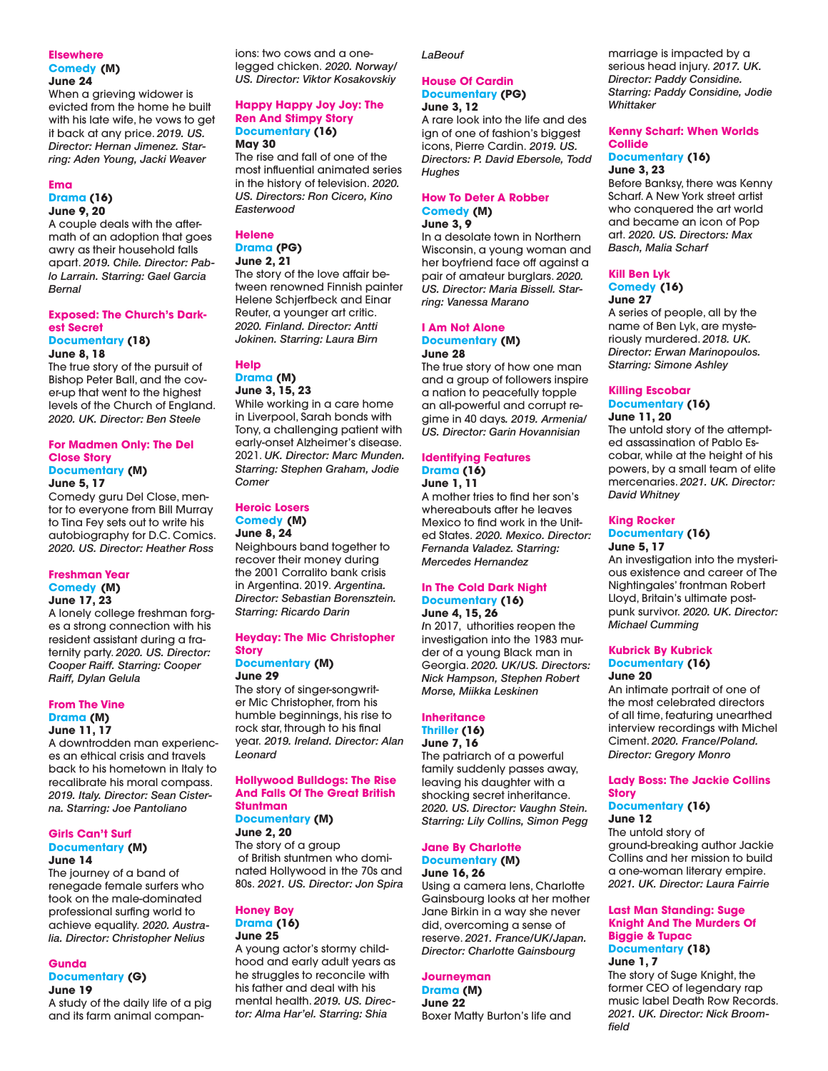### Elsewhere
**Comedy (M)**
**June 24**
When a grieving widower is evicted from the home he built with his late wife, he vows to get it back at any price. *2019. US. Director: Hernan Jimenez. Starring: Aden Young, Jacki Weaver*

### Ema
**Drama (16)**
**June 9, 20**
A couple deals with the aftermath of an adoption that goes awry as their household falls apart. *2019. Chile. Director: Pablo Larrain. Starring: Gael Garcia Bernal*

### Exposed: The Church's Darkest Secret
**Documentary (18)**
**June 8, 18**
The true story of the pursuit of Bishop Peter Ball, and the cover-up that went to the highest levels of the Church of England. *2020. UK. Director: Ben Steele*

### For Madmen Only: The Del Close Story
**Documentary (M)**
**June 5, 17**
Comedy guru Del Close, mentor to everyone from Bill Murray to Tina Fey sets out to write his autobiography for D.C. Comics. *2020. US. Director: Heather Ross*

### Freshman Year
**Comedy (M)**
**June 17, 23**
A lonely college freshman forges a strong connection with his resident assistant during a fraternity party. *2020. US. Director: Cooper Raiff. Starring: Cooper Raiff, Dylan Gelula*

### From The Vine
**Drama (M)**
**June 11, 17**
A downtrodden man experiences an ethical crisis and travels back to his hometown in Italy to recalibrate his moral compass. *2019. Italy. Director: Sean Cisterna. Starring: Joe Pantoliano*

### Girls Can't Surf
**Documentary (M)**
**June 14**
The journey of a band of renegade female surfers who took on the male-dominated professional surfing world to achieve equality. *2020. Australia. Director: Christopher Nelius*

### Gunda
**Documentary (G)**
**June 19**
A study of the daily life of a pig and its farm animal companions: two cows and a one-legged chicken. *2020. Norway/US. Director: Viktor Kosakovskiy*

### Happy Happy Joy Joy: The Ren And Stimpy Story
**Documentary (16)**
**May 30**
The rise and fall of one of the most influential animated series in the history of television. *2020. US. Directors: Ron Cicero, Kino Easterwood*

### Helene
**Drama (PG)**
**June 2, 21**
The story of the love affair between renowned Finnish painter Helene Schjerfbeck and Einar Reuter, a younger art critic. *2020. Finland. Director: Antti Jokinen. Starring: Laura Birn*

### Help
**Drama (M)**
**June 3, 15, 23**
While working in a care home in Liverpool, Sarah bonds with Tony, a challenging patient with early-onset Alzheimer's disease. 2021. *UK. Director: Marc Munden. Starring: Stephen Graham, Jodie Comer*

### Heroic Losers
**Comedy (M)**
**June 8, 24**
Neighbours band together to recover their money during the 2001 Corralito bank crisis in Argentina. 2019. *Argentina. Director: Sebastian Borensztein. Starring: Ricardo Darin*

### Heyday: The Mic Christopher Story
**Documentary (M)**
**June 29**
The story of singer-songwriter Mic Christopher, from his humble beginnings, his rise to rock star, through to his final year. *2019. Ireland. Director: Alan Leonard*

### Hollywood Bulldogs: The Rise And Falls Of The Great British Stuntman
**Documentary (M)**
**June 2, 20**
The story of a group of British stuntmen who dominated Hollywood in the 70s and 80s. *2021. US. Director: Jon Spira*

### Honey Boy
**Drama (16)**
**June 25**
A young actor's stormy childhood and early adult years as he struggles to reconcile with his father and deal with his mental health. *2019. US. Director: Alma Har'el. Starring: Shia LaBeouf*

### House Of Cardin
**Documentary (PG)**
**June 3, 12**
A rare look into the life and design of one of fashion's biggest icons, Pierre Cardin. *2019. US. Directors: P. David Ebersole, Todd Hughes*

### How To Deter A Robber
**Comedy (M)**
**June 3, 9**
In a desolate town in Northern Wisconsin, a young woman and her boyfriend face off against a pair of amateur burglars. *2020. US. Director: Maria Bissell. Starring: Vanessa Marano*

### I Am Not Alone
**Documentary (M)**
**June 28**
The true story of how one man and a group of followers inspire a nation to peacefully topple an all-powerful and corrupt regime in 40 days. *2019. Armenia/US. Director: Garin Hovannisian*

### Identifying Features
**Drama (16)**
**June 1, 11**
A mother tries to find her son's whereabouts after he leaves Mexico to find work in the United States. *2020. Mexico. Director: Fernanda Valadez. Starring: Mercedes Hernandez*

### In The Cold Dark Night
**Documentary (16)**
**June 4, 15, 26**
*I*n 2017, uthorities reopen the investigation into the 1983 murder of a young Black man in Georgia. *2020. UK/US. Directors: Nick Hampson, Stephen Robert Morse, Miikka Leskinen*

### Inheritance
**Thriller (16)**
**June 7, 16**
The patriarch of a powerful family suddenly passes away, leaving his daughter with a shocking secret inheritance. *2020. US. Director: Vaughn Stein. Starring: Lily Collins, Simon Pegg*

### Jane By Charlotte
**Documentary (M)**
**June 16, 26**
Using a camera lens, Charlotte Gainsbourg looks at her mother Jane Birkin in a way she never did, overcoming a sense of reserve. *2021. France/UK/Japan. Director: Charlotte Gainsbourg*

### Journeyman
**Drama (M)**
**June 22**
Boxer Matty Burton's life and marriage is impacted by a serious head injury. *2017. UK. Director: Paddy Considine. Starring: Paddy Considine, Jodie Whittaker*

### Kenny Scharf: When Worlds Collide
**Documentary (16)**
**June 3, 23**
Before Banksy, there was Kenny Scharf. A New York street artist who conquered the art world and became an icon of Pop art. *2020. US. Directors: Max Basch, Malia Scharf*

### Kill Ben Lyk
**Comedy (16)**
**June 27**
A series of people, all by the name of Ben Lyk, are mysteriously murdered. *2018. UK. Director: Erwan Marinopoulos. Starring: Simone Ashley*

### Killing Escobar
**Documentary (16)**
**June 11, 20**
The untold story of the attempted assassination of Pablo Escobar, while at the height of his powers, by a small team of elite mercenaries. *2021. UK. Director: David Whitney*

### King Rocker
**Documentary (16)**
**June 5, 17**
An investigation into the mysterious existence and career of The Nightingales' frontman Robert Lloyd, Britain's ultimate post-punk survivor. *2020. UK. Director: Michael Cumming*

### Kubrick By Kubrick
**Documentary (16)**
**June 20**
An intimate portrait of one of the most celebrated directors of all time, featuring unearthed interview recordings with Michel Ciment. *2020. France/Poland. Director: Gregory Monro*

### Lady Boss: The Jackie Collins Story
**Documentary (16)**
**June 12**
The untold story of ground-breaking author Jackie Collins and her mission to build a one-woman literary empire. *2021. UK. Director: Laura Fairrie*

### Last Man Standing: Suge Knight And The Murders Of Biggie & Tupac
**Documentary (18)**
**June 1, 7**
The story of Suge Knight, the former CEO of legendary rap music label Death Row Records. *2021. UK. Director: Nick Broomfield*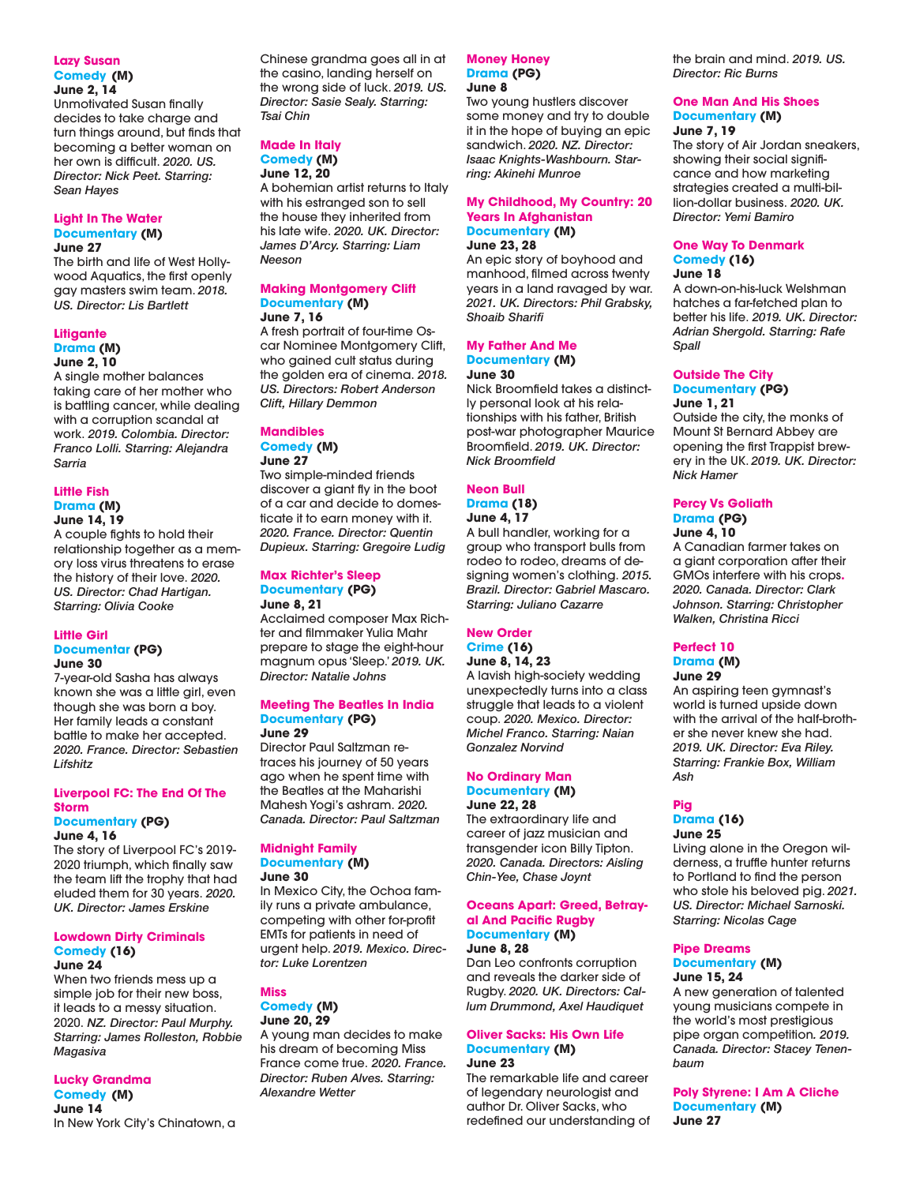**Lazy Susan**
**Comedy (M)**
**June 2, 14**
Unmotivated Susan finally decides to take charge and turn things around, but finds that becoming a better woman on her own is difficult. *2020. US. Director: Nick Peet. Starring: Sean Hayes*

**Light In The Water**
**Documentary (M)**
**June 27**
The birth and life of West Hollywood Aquatics, the first openly gay masters swim team. *2018. US. Director: Lis Bartlett*

**Litigante**
**Drama (M)**
**June 2, 10**
A single mother balances taking care of her mother who is battling cancer, while dealing with a corruption scandal at work. *2019. Colombia. Director: Franco Lolli. Starring: Alejandra Sarria*

**Little Fish**
**Drama (M)**
**June 14, 19**
A couple fights to hold their relationship together as a memory loss virus threatens to erase the history of their love. *2020. US. Director: Chad Hartigan. Starring: Olivia Cooke*

**Little Girl**
**Documentar (PG)**
**June 30**
7-year-old Sasha has always known she was a little girl, even though she was born a boy. Her family leads a constant battle to make her accepted. *2020. France. Director: Sebastien Lifshitz*

**Liverpool FC: The End Of The Storm**
**Documentary (PG)**
**June 4, 16**
The story of Liverpool FC's 2019-2020 triumph, which finally saw the team lift the trophy that had eluded them for 30 years. *2020. UK. Director: James Erskine*

**Lowdown Dirty Criminals**
**Comedy (16)**
**June 24**
When two friends mess up a simple job for their new boss, it leads to a messy situation. 2020. *NZ. Director: Paul Murphy. Starring: James Rolleston, Robbie Magasiva*

**Lucky Grandma**
**Comedy (M)**
**June 14**
In New York City's Chinatown, a Chinese grandma goes all in at the casino, landing herself on the wrong side of luck. *2019. US. Director: Sasie Sealy. Starring: Tsai Chin*

**Made In Italy**
**Comedy (M)**
**June 12, 20**
A bohemian artist returns to Italy with his estranged son to sell the house they inherited from his late wife. *2020. UK. Director: James D'Arcy. Starring: Liam Neeson*

**Making Montgomery Clift**
**Documentary (M)**
**June 7, 16**
A fresh portrait of four-time Oscar Nominee Montgomery Clift, who gained cult status during the golden era of cinema. *2018. US. Directors: Robert Anderson Clift, Hillary Demmon*

**Mandibles**
**Comedy (M)**
**June 27**
Two simple-minded friends discover a giant fly in the boot of a car and decide to domesticate it to earn money with it. *2020. France. Director: Quentin Dupieux. Starring: Gregoire Ludig*

**Max Richter's Sleep**
**Documentary (PG)**
**June 8, 21**
Acclaimed composer Max Richter and filmmaker Yulia Mahr prepare to stage the eight-hour magnum opus 'Sleep.' *2019. UK. Director: Natalie Johns*

**Meeting The Beatles In India**
**Documentary (PG)**
**June 29**
Director Paul Saltzman retraces his journey of 50 years ago when he spent time with the Beatles at the Maharishi Mahesh Yogi's ashram. *2020. Canada. Director: Paul Saltzman*

**Midnight Family**
**Documentary (M)**
**June 30**
In Mexico City, the Ochoa family runs a private ambulance, competing with other for-profit EMTs for patients in need of urgent help. *2019. Mexico. Director: Luke Lorentzen*

**Miss**
**Comedy (M)**
**June 20, 29**
A young man decides to make his dream of becoming Miss France come true. *2020. France. Director: Ruben Alves. Starring: Alexandre Wetter*

**Money Honey**
**Drama (PG)**
**June 8**
Two young hustlers discover some money and try to double it in the hope of buying an epic sandwich. *2020. NZ. Director: Isaac Knights-Washbourn. Starring: Akinehi Munroe*

**My Childhood, My Country: 20 Years In Afghanistan**
**Documentary (M)**
**June 23, 28**
An epic story of boyhood and manhood, filmed across twenty years in a land ravaged by war. *2021. UK. Directors: Phil Grabsky, Shoaib Sharifi*

**My Father And Me**
**Documentary (M)**
**June 30**
Nick Broomfield takes a distinctly personal look at his relationships with his father, British post-war photographer Maurice Broomfield. *2019. UK. Director: Nick Broomfield*

**Neon Bull**
**Drama (18)**
**June 4, 17**
A bull handler, working for a group who transport bulls from rodeo to rodeo, dreams of designing women's clothing. *2015. Brazil. Director: Gabriel Mascaro. Starring: Juliano Cazarre*

**New Order**
**Crime (16)**
**June 8, 14, 23**
A lavish high-society wedding unexpectedly turns into a class struggle that leads to a violent coup. *2020. Mexico. Director: Michel Franco. Starring: Naian Gonzalez Norvind*

**No Ordinary Man**
**Documentary (M)**
**June 22, 28**
The extraordinary life and career of jazz musician and transgender icon Billy Tipton. *2020. Canada. Directors: Aisling Chin-Yee, Chase Joynt*

**Oceans Apart: Greed, Betrayal And Pacific Rugby**
**Documentary (M)**
**June 8, 28**
Dan Leo confronts corruption and reveals the darker side of Rugby. *2020. UK. Directors: Callum Drummond, Axel Haudiquet*

**Oliver Sacks: His Own Life**
**Documentary (M)**
**June 23**
The remarkable life and career of legendary neurologist and author Dr. Oliver Sacks, who redefined our understanding of the brain and mind. *2019. US. Director: Ric Burns*

**One Man And His Shoes**
**Documentary (M)**
**June 7, 19**
The story of Air Jordan sneakers, showing their social significance and how marketing strategies created a multi-billion-dollar business. *2020. UK. Director: Yemi Bamiro*

**One Way To Denmark**
**Comedy (16)**
**June 18**
A down-on-his-luck Welshman hatches a far-fetched plan to better his life. *2019. UK. Director: Adrian Shergold. Starring: Rafe Spall*

**Outside The City**
**Documentary (PG)**
**June 1, 21**
Outside the city, the monks of Mount St Bernard Abbey are opening the first Trappist brewery in the UK. *2019. UK. Director: Nick Hamer*

**Percy Vs Goliath**
**Drama (PG)**
**June 4, 10**
A Canadian farmer takes on a giant corporation after their GMOs interfere with his crops. *2020. Canada. Director: Clark Johnson. Starring: Christopher Walken, Christina Ricci*

**Perfect 10**
**Drama (M)**
**June 29**
An aspiring teen gymnast's world is turned upside down with the arrival of the half-brother she never knew she had. *2019. UK. Director: Eva Riley. Starring: Frankie Box, William Ash*

**Pig**
**Drama (16)**
**June 25**
Living alone in the Oregon wilderness, a truffle hunter returns to Portland to find the person who stole his beloved pig. *2021. US. Director: Michael Sarnoski. Starring: Nicolas Cage*

**Pipe Dreams**
**Documentary (M)**
**June 15, 24**
A new generation of talented young musicians compete in the world's most prestigious pipe organ competition. *2019. Canada. Director: Stacey Tenenbaum*

**Poly Styrene: I Am A Cliche**
**Documentary (M)**
**June 27**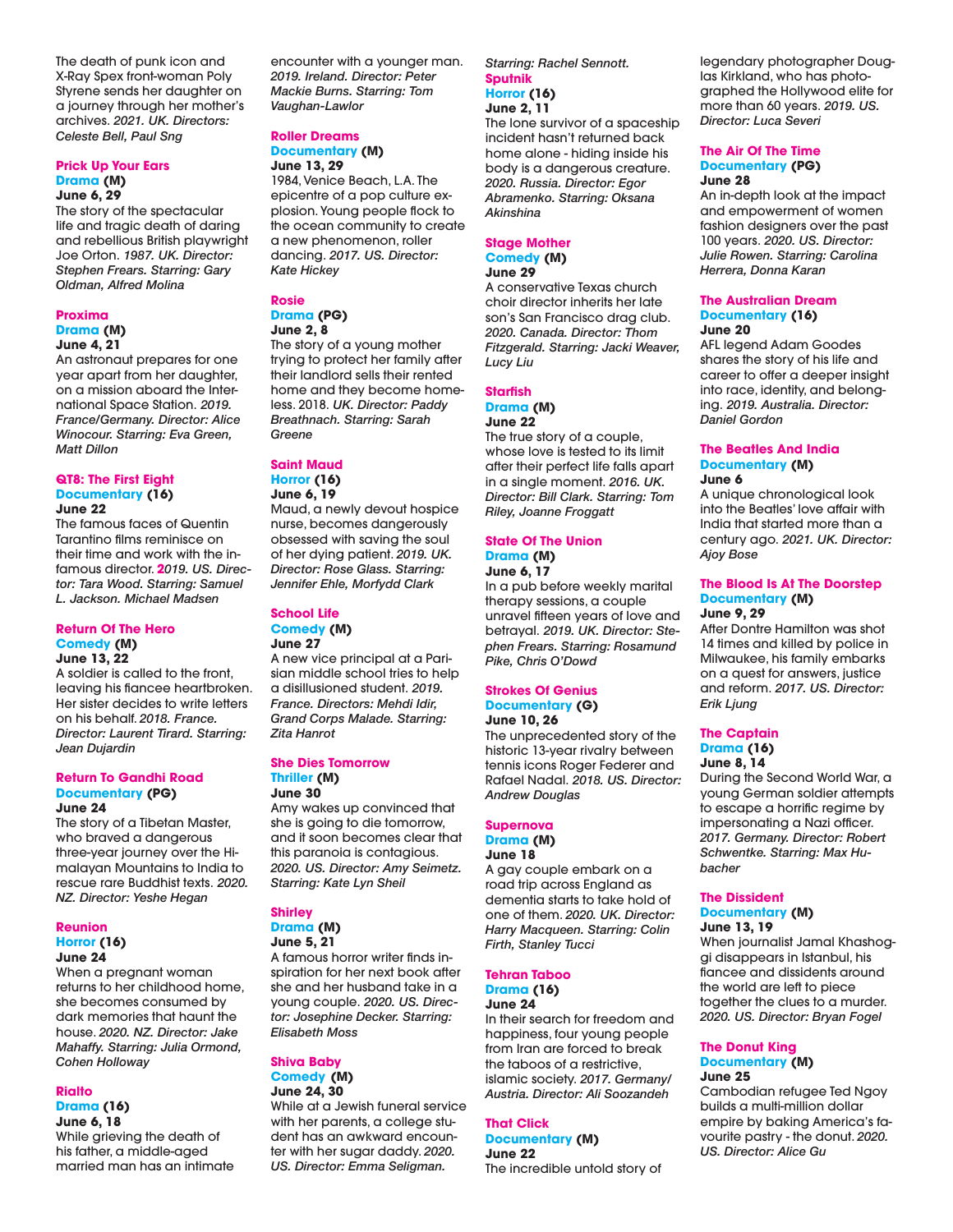The death of punk icon and X-Ray Spex front-woman Poly Styrene sends her daughter on a journey through her mother's archives. *2021. UK. Directors: Celeste Bell, Paul Sng*

### Prick Up Your Ears
**Drama (M)**
**June 6, 29**
The story of the spectacular life and tragic death of daring and rebellious British playwright Joe Orton. *1987. UK. Director: Stephen Frears. Starring: Gary Oldman, Alfred Molina*

### Proxima
**Drama (M)**
**June 4, 21**
An astronaut prepares for one year apart from her daughter, on a mission aboard the International Space Station. *2019. France/Germany. Director: Alice Winocour. Starring: Eva Green, Matt Dillon*

### QT8: The First Eight
**Documentary (16)**
**June 22**
The famous faces of Quentin Tarantino films reminisce on their time and work with the infamous director. *2019. US. Director: Tara Wood. Starring: Samuel L. Jackson. Michael Madsen*

### Return Of The Hero
**Comedy (M)**
**June 13, 22**
A soldier is called to the front, leaving his fiancee heartbroken. Her sister decides to write letters on his behalf. *2018. France. Director: Laurent Tirard. Starring: Jean Dujardin*

### Return To Gandhi Road
**Documentary (PG)**
**June 24**
The story of a Tibetan Master, who braved a dangerous three-year journey over the Himalayan Mountains to India to rescue rare Buddhist texts. *2020. NZ. Director: Yeshe Hegan*

### Reunion
**Horror (16)**
**June 24**
When a pregnant woman returns to her childhood home, she becomes consumed by dark memories that haunt the house. *2020. NZ. Director: Jake Mahaffy. Starring: Julia Ormond, Cohen Holloway*

### Rialto
**Drama (16)**
**June 6, 18**
While grieving the death of his father, a middle-aged married man has an intimate encounter with a younger man. *2019. Ireland. Director: Peter Mackie Burns. Starring: Tom Vaughan-Lawlor*

### Roller Dreams
**Documentary (M)**
**June 13, 29**
1984, Venice Beach, L.A. The epicentre of a pop culture explosion. Young people flock to the ocean community to create a new phenomenon, roller dancing. *2017. US. Director: Kate Hickey*

### Rosie
**Drama (PG)**
**June 2, 8**
The story of a young mother trying to protect her family after their landlord sells their rented home and they become homeless. 2018. *UK. Director: Paddy Breathnach. Starring: Sarah Greene*

### Saint Maud
**Horror (16)**
**June 6, 19**
Maud, a newly devout hospice nurse, becomes dangerously obsessed with saving the soul of her dying patient. *2019. UK. Director: Rose Glass. Starring: Jennifer Ehle, Morfydd Clark*

### School Life
**Comedy (M)**
**June 27**
A new vice principal at a Parisian middle school tries to help a disillusioned student. *2019. France. Directors: Mehdi Idir, Grand Corps Malade. Starring: Zita Hanrot*

### She Dies Tomorrow
**Thriller (M)**
**June 30**
Amy wakes up convinced that she is going to die tomorrow, and it soon becomes clear that this paranoia is contagious. *2020. US. Director: Amy Seimetz. Starring: Kate Lyn Sheil*

### Shirley
**Drama (M)**
**June 5, 21**
A famous horror writer finds inspiration for her next book after she and her husband take in a young couple. *2020. US. Director: Josephine Decker. Starring: Elisabeth Moss*

### Shiva Baby
**Comedy (M)**
**June 24, 30**
While at a Jewish funeral service with her parents, a college student has an awkward encounter with her sugar daddy. *2020. US. Director: Emma Seligman. Starring: Rachel Sennott.*

### Sputnik
**Horror (16)**
**June 2, 11**
The lone survivor of a spaceship incident hasn't returned back home alone - hiding inside his body is a dangerous creature. *2020. Russia. Director: Egor Abramenko. Starring: Oksana Akinshina*

### Stage Mother
**Comedy (M)**
**June 29**
A conservative Texas church choir director inherits her late son's San Francisco drag club. *2020. Canada. Director: Thom Fitzgerald. Starring: Jacki Weaver, Lucy Liu*

### Starfish
**Drama (M)**
**June 22**
The true story of a couple, whose love is tested to its limit after their perfect life falls apart in a single moment. *2016. UK. Director: Bill Clark. Starring: Tom Riley, Joanne Froggatt*

### State Of The Union
**Drama (M)**
**June 6, 17**
In a pub before weekly marital therapy sessions, a couple unravel fifteen years of love and betrayal. *2019. UK. Director: Stephen Frears. Starring: Rosamund Pike, Chris O'Dowd*

### Strokes Of Genius
**Documentary (G)**
**June 10, 26**
The unprecedented story of the historic 13-year rivalry between tennis icons Roger Federer and Rafael Nadal. *2018. US. Director: Andrew Douglas*

### Supernova
**Drama (M)**
**June 18**
A gay couple embark on a road trip across England as dementia starts to take hold of one of them. *2020. UK. Director: Harry Macqueen. Starring: Colin Firth, Stanley Tucci*

### Tehran Taboo
**Drama (16)**
**June 24**
In their search for freedom and happiness, four young people from Iran are forced to break the taboos of a restrictive, islamic society. *2017. Germany/Austria. Director: Ali Soozandeh*

### That Click
**Documentary (M)**
**June 22**
The incredible untold story of legendary photographer Douglas Kirkland, who has photographed the Hollywood elite for more than 60 years. *2019. US. Director: Luca Severi*

### The Air Of The Time
**Documentary (PG)**
**June 28**
An in-depth look at the impact and empowerment of women fashion designers over the past 100 years. *2020. US. Director: Julie Rowen. Starring: Carolina Herrera, Donna Karan*

### The Australian Dream
**Documentary (16)**
**June 20**
AFL legend Adam Goodes shares the story of his life and career to offer a deeper insight into race, identity, and belonging. *2019. Australia. Director: Daniel Gordon*

### The Beatles And India
**Documentary (M)**
**June 6**
A unique chronological look into the Beatles' love affair with India that started more than a century ago. *2021. UK. Director: Ajoy Bose*

### The Blood Is At The Doorstep
**Documentary (M)**
**June 9, 29**
After Dontre Hamilton was shot 14 times and killed by police in Milwaukee, his family embarks on a quest for answers, justice and reform. *2017. US. Director: Erik Ljung*

### The Captain
**Drama (16)**
**June 8, 14**
During the Second World War, a young German soldier attempts to escape a horrific regime by impersonating a Nazi officer. *2017. Germany. Director: Robert Schwentke. Starring: Max Hubacher*

### The Dissident
**Documentary (M)**
**June 13, 19**
When journalist Jamal Khashoggi disappears in Istanbul, his fiancee and dissidents around the world are left to piece together the clues to a murder. *2020. US. Director: Bryan Fogel*

### The Donut King
**Documentary (M)**
**June 25**
Cambodian refugee Ted Ngoy builds a multi-million dollar empire by baking America's favourite pastry - the donut. *2020. US. Director: Alice Gu*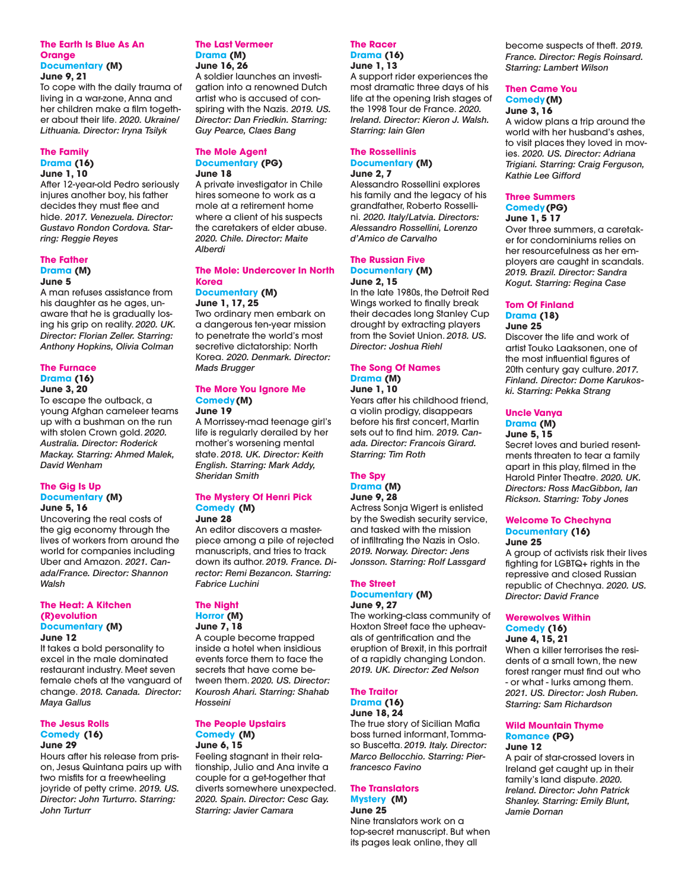### The Earth Is Blue As An Orange
**Documentary (M)**
**June 9, 21**

To cope with the daily trauma of living in a war-zone, Anna and her children make a film together about their life. *2020. Ukraine/ Lithuania. Director: Iryna Tsilyk*

### The Family
**Drama (16)**
**June 1, 10**

After 12-year-old Pedro seriously injures another boy, his father decides they must flee and hide. *2017. Venezuela. Director: Gustavo Rondon Cordova. Starring: Reggie Reyes*

### The Father
**Drama (M)**
**June 5**

A man refuses assistance from his daughter as he ages, unaware that he is gradually losing his grip on reality. *2020. UK. Director: Florian Zeller. Starring: Anthony Hopkins, Olivia Colman*

### The Furnace
**Drama (16)**
**June 3, 20**

To escape the outback, a young Afghan cameleer teams up with a bushman on the run with stolen Crown gold. *2020. Australia. Director: Roderick Mackay. Starring: Ahmed Malek, David Wenham*

### The Gig Is Up
**Documentary (M)**
**June 5, 16**

Uncovering the real costs of the gig economy through the lives of workers from around the world for companies including Uber and Amazon. *2021. Canada/France. Director: Shannon Walsh*

### The Heat: A Kitchen (R)evolution
**Documentary (M)**
**June 12**

It takes a bold personality to excel in the male dominated restaurant industry. Meet seven female chefs at the vanguard of change. *2018. Canada. Director: Maya Gallus*

### The Jesus Rolls
**Comedy (16)**
**June 29**

Hours after his release from prison, Jesus Quintana pairs up with two misfits for a freewheeling joyride of petty crime. *2019. US. Director: John Turturro. Starring: John Turturr*

### The Last Vermeer
**Drama (M)**
**June 16, 26**

A soldier launches an investigation into a renowned Dutch artist who is accused of conspiring with the Nazis. *2019. US. Director: Dan Friedkin. Starring: Guy Pearce, Claes Bang*

### The Mole Agent
**Documentary (PG)**
**June 18**

A private investigator in Chile hires someone to work as a mole at a retirement home where a client of his suspects the caretakers of elder abuse. *2020. Chile. Director: Maite Alberdi*

### The Mole: Undercover In North Korea
**Documentary (M)**
**June 1, 17, 25**

Two ordinary men embark on a dangerous ten-year mission to penetrate the world's most secretive dictatorship: North Korea. *2020. Denmark. Director: Mads Brugger*

### The More You Ignore Me
**Comedy (M)**
**June 19**

A Morrissey-mad teenage girl's life is regularly derailed by her mother's worsening mental state. *2018. UK. Director: Keith English. Starring: Mark Addy, Sheridan Smith*

### The Mystery Of Henri Pick
**Comedy (M)**
**June 28**

An editor discovers a masterpiece among a pile of rejected manuscripts, and tries to track down its author. *2019. France. Director: Remi Bezancon. Starring: Fabrice Luchini*

### The Night
**Horror (M)**
**June 7, 18**

A couple become trapped inside a hotel when insidious events force them to face the secrets that have come between them. *2020. US. Director: Kourosh Ahari. Starring: Shahab Hosseini*

### The People Upstairs
**Comedy (M)**
**June 6, 15**

Feeling stagnant in their relationship, Julio and Ana invite a couple for a get-together that diverts somewhere unexpected. *2020. Spain. Director: Cesc Gay. Starring: Javier Camara*

### The Racer
**Drama (16)**
**June 1, 13**

A support rider experiences the most dramatic three days of his life at the opening Irish stages of the 1998 Tour de France. *2020. Ireland. Director: Kieron J. Walsh. Starring: Iain Glen*

### The Rossellinis
**Documentary (M)**
**June 2, 7**

Alessandro Rossellini explores his family and the legacy of his grandfather, Roberto Rossellini. *2020. Italy/Latvia. Directors: Alessandro Rossellini, Lorenzo d'Amico de Carvalho*

### The Russian Five
**Documentary (M)**
**June 2, 15**

In the late 1980s, the Detroit Red Wings worked to finally break their decades long Stanley Cup drought by extracting players from the Soviet Union. *2018. US. Director: Joshua Riehl*

### The Song Of Names
**Drama (M)**
**June 1, 10**

Years after his childhood friend, a violin prodigy, disappears before his first concert, Martin sets out to find him. *2019. Canada. Director: Francois Girard. Starring: Tim Roth*

### The Spy
**Drama (M)**
**June 9, 28**

Actress Sonja Wigert is enlisted by the Swedish security service, and tasked with the mission of infiltrating the Nazis in Oslo. *2019. Norway. Director: Jens Jonsson. Starring: Rolf Lassgard*

### The Street
**Documentary (M)**
**June 9, 27**

The working-class community of Hoxton Street face the upheavals of gentrification and the eruption of Brexit, in this portrait of a rapidly changing London. *2019. UK. Director: Zed Nelson*

### The Traitor
**Drama (16)**
**June 18, 24**

The true story of Sicilian Mafia boss turned informant, Tommaso Buscetta. *2019. Italy. Director: Marco Bellocchio. Starring: Pierfrancesco Favino*

### The Translators
**Mystery (M)**
**June 25**

Nine translators work on a top-secret manuscript. But when its pages leak online, they all become suspects of theft. *2019. France. Director: Regis Roinsard. Starring: Lambert Wilson*

### Then Came You
**Comedy (M)**
**June 3, 16**

A widow plans a trip around the world with her husband's ashes, to visit places they loved in movies. *2020. US. Director: Adriana Trigiani. Starring: Craig Ferguson, Kathie Lee Gifford*

### Three Summers
**Comedy (PG)**
**June 1, 5 17**

Over three summers, a caretaker for condominiums relies on her resourcefulness as her employers are caught in scandals. *2019. Brazil. Director: Sandra Kogut. Starring: Regina Case*

### Tom Of Finland
**Drama (18)**
**June 25**

Discover the life and work of artist Touko Laaksonen, one of the most influential figures of 20th century gay culture. *2017. Finland. Director: Dome Karukoski. Starring: Pekka Strang*

### Uncle Vanya
**Drama (M)**
**June 5, 15**

Secret loves and buried resentments threaten to tear a family apart in this play, filmed in the Harold Pinter Theatre. *2020. UK. Directors: Ross MacGibbon, Ian Rickson. Starring: Toby Jones*

### Welcome To Chechnya
**Documentary (16)**
**June 25**

A group of activists risk their lives fighting for LGBTQ+ rights in the repressive and closed Russian republic of Chechnya. *2020. US. Director: David France*

### Werewolves Within
**Comedy (16)**
**June 4, 15, 21**

When a killer terrorises the residents of a small town, the new forest ranger must find out who - or what - lurks among them. *2021. US. Director: Josh Ruben. Starring: Sam Richardson*

### Wild Mountain Thyme
**Romance (PG)**
**June 12**

A pair of star-crossed lovers in Ireland get caught up in their family's land dispute. *2020. Ireland. Director: John Patrick Shanley. Starring: Emily Blunt, Jamie Dornan*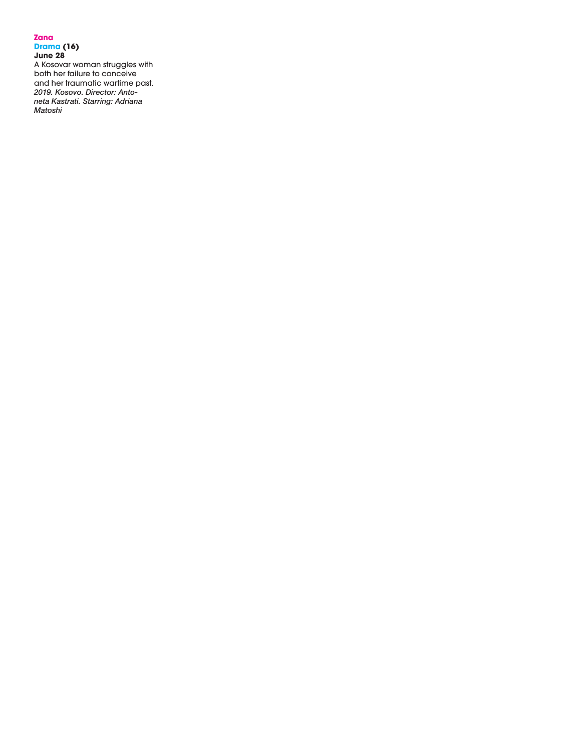**Zana**
**Drama (16)**
**June 28**
A Kosovar woman struggles with both her failure to conceive and her traumatic wartime past.
*2019. Kosovo. Director: Antoneta Kastrati. Starring: Adriana Matoshi*